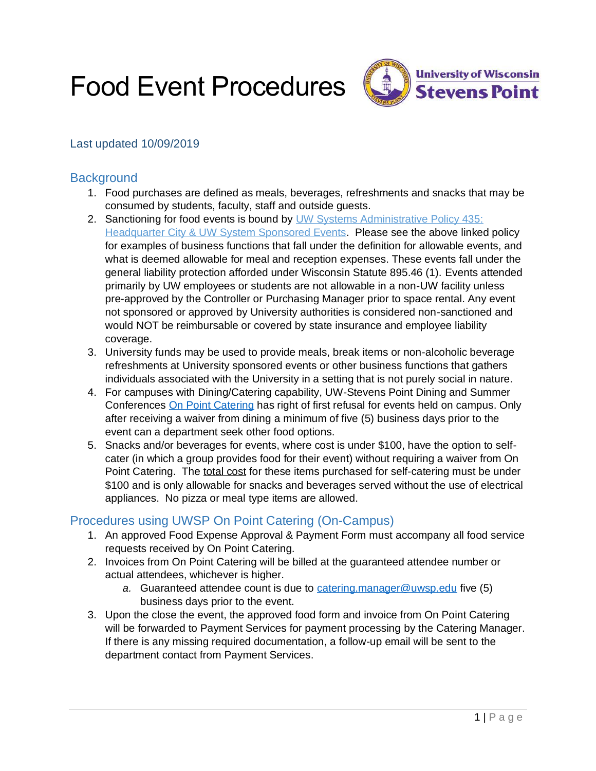# Food Event Procedures

Last updated 10/09/2019

## Background

1. Food purchases are defined as meals, beverages, refreshments and snacks that may be consumed by students, faculty, staff and outside guests.
2. Sanctioning for food events is bound by [UW Systems Administrative Policy 435: Headquarter City & UW System Sponsored Events](). Please see the above linked policy for examples of business functions that fall under the definition for allowable events, and what is deemed allowable for meal and reception expenses. These events fall under the general liability protection afforded under Wisconsin Statute 895.46 (1). Events attended primarily by UW employees or students are not allowable in a non-UW facility unless pre-approved by the Controller or Purchasing Manager prior to space rental. Any event not sponsored or approved by University authorities is considered non-sanctioned and would NOT be reimbursable or covered by state insurance and employee liability coverage.
3. University funds may be used to provide meals, break items or non-alcoholic beverage refreshments at University sponsored events or other business functions that gathers individuals associated with the University in a setting that is not purely social in nature.
4. For campuses with Dining/Catering capability, UW-Stevens Point Dining and Summer Conferences [On Point Catering]() has right of first refusal for events held on campus. Only after receiving a waiver from dining a minimum of five (5) business days prior to the event can a department seek other food options.
5. Snacks and/or beverages for events, where cost is under $100, have the option to self-cater (in which a group provides food for their event) without requiring a waiver from On Point Catering. The total cost for these items purchased for self-catering must be under $100 and is only allowable for snacks and beverages served without the use of electrical appliances. No pizza or meal type items are allowed.

## Procedures using UWSP On Point Catering (On-Campus)

1. An approved Food Expense Approval & Payment Form must accompany all food service requests received by On Point Catering.
2. Invoices from On Point Catering will be billed at the guaranteed attendee number or actual attendees, whichever is higher.
   a. Guaranteed attendee count is due to catering.manager@uwsp.edu five (5) business days prior to the event.
3. Upon the close the event, the approved food form and invoice from On Point Catering will be forwarded to Payment Services for payment processing by the Catering Manager. If there is any missing required documentation, a follow-up email will be sent to the department contact from Payment Services.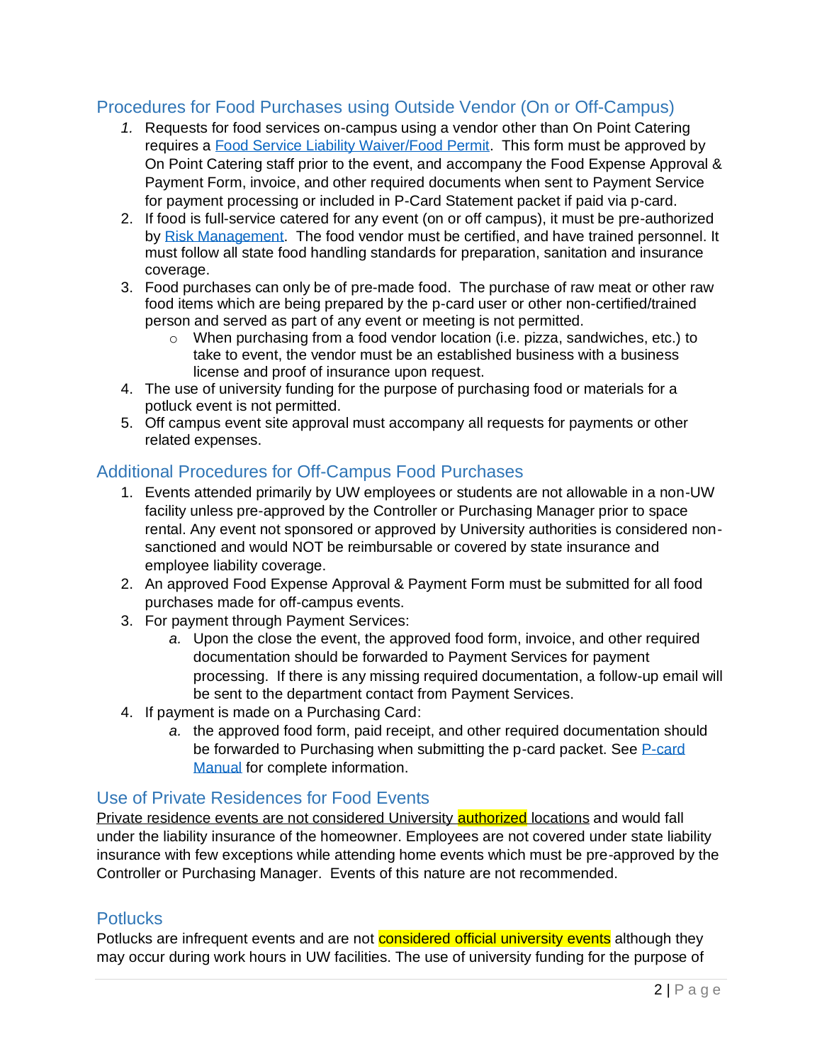## Procedures for Food Purchases using Outside Vendor (On or Off-Campus)

1. Requests for food services on-campus using a vendor other than On Point Catering requires a Food Service Liability Waiver/Food Permit. This form must be approved by On Point Catering staff prior to the event, and accompany the Food Expense Approval & Payment Form, invoice, and other required documents when sent to Payment Service for payment processing or included in P-Card Statement packet if paid via p-card.
2. If food is full-service catered for any event (on or off campus), it must be pre-authorized by Risk Management. The food vendor must be certified, and have trained personnel. It must follow all state food handling standards for preparation, sanitation and insurance coverage.
3. Food purchases can only be of pre-made food. The purchase of raw meat or other raw food items which are being prepared by the p-card user or other non-certified/trained person and served as part of any event or meeting is not permitted.
   - When purchasing from a food vendor location (i.e. pizza, sandwiches, etc.) to take to event, the vendor must be an established business with a business license and proof of insurance upon request.
4. The use of university funding for the purpose of purchasing food or materials for a potluck event is not permitted.
5. Off campus event site approval must accompany all requests for payments or other related expenses.

## Additional Procedures for Off-Campus Food Purchases

1. Events attended primarily by UW employees or students are not allowable in a non-UW facility unless pre-approved by the Controller or Purchasing Manager prior to space rental. Any event not sponsored or approved by University authorities is considered non-sanctioned and would NOT be reimbursable or covered by state insurance and employee liability coverage.
2. An approved Food Expense Approval & Payment Form must be submitted for all food purchases made for off-campus events.
3. For payment through Payment Services:
   a. Upon the close the event, the approved food form, invoice, and other required documentation should be forwarded to Payment Services for payment processing. If there is any missing required documentation, a follow-up email will be sent to the department contact from Payment Services.
4. If payment is made on a Purchasing Card:
   a. the approved food form, paid receipt, and other required documentation should be forwarded to Purchasing when submitting the p-card packet. See P-card Manual for complete information.

## Use of Private Residences for Food Events

Private residence events are not considered University authorized locations and would fall under the liability insurance of the homeowner. Employees are not covered under state liability insurance with few exceptions while attending home events which must be pre-approved by the Controller or Purchasing Manager. Events of this nature are not recommended.

## Potlucks

Potlucks are infrequent events and are not considered official university events although they may occur during work hours in UW facilities. The use of university funding for the purpose of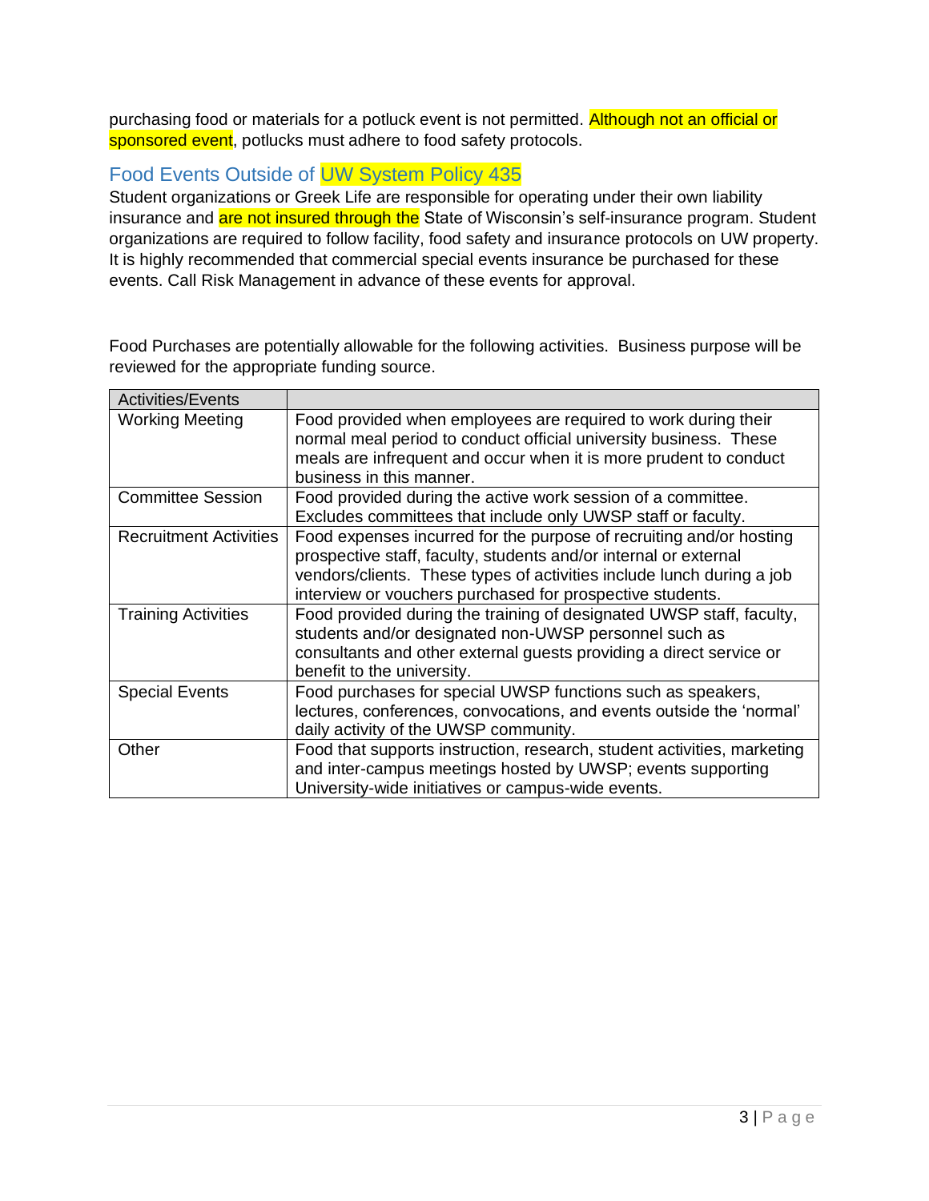purchasing food or materials for a potluck event is not permitted. Although not an official or sponsored event, potlucks must adhere to food safety protocols.

## Food Events Outside of UW System Policy 435

Student organizations or Greek Life are responsible for operating under their own liability insurance and are not insured through the State of Wisconsin's self-insurance program. Student organizations are required to follow facility, food safety and insurance protocols on UW property. It is highly recommended that commercial special events insurance be purchased for these events. Call Risk Management in advance of these events for approval.

Food Purchases are potentially allowable for the following activities. Business purpose will be reviewed for the appropriate funding source.

| Activities/Events | |
|---|---|
| Working Meeting | Food provided when employees are required to work during their normal meal period to conduct official university business. These meals are infrequent and occur when it is more prudent to conduct business in this manner. |
| Committee Session | Food provided during the active work session of a committee. Excludes committees that include only UWSP staff or faculty. |
| Recruitment Activities | Food expenses incurred for the purpose of recruiting and/or hosting prospective staff, faculty, students and/or internal or external vendors/clients. These types of activities include lunch during a job interview or vouchers purchased for prospective students. |
| Training Activities | Food provided during the training of designated UWSP staff, faculty, students and/or designated non-UWSP personnel such as consultants and other external guests providing a direct service or benefit to the university. |
| Special Events | Food purchases for special UWSP functions such as speakers, lectures, conferences, convocations, and events outside the 'normal' daily activity of the UWSP community. |
| Other | Food that supports instruction, research, student activities, marketing and inter-campus meetings hosted by UWSP; events supporting University-wide initiatives or campus-wide events. |